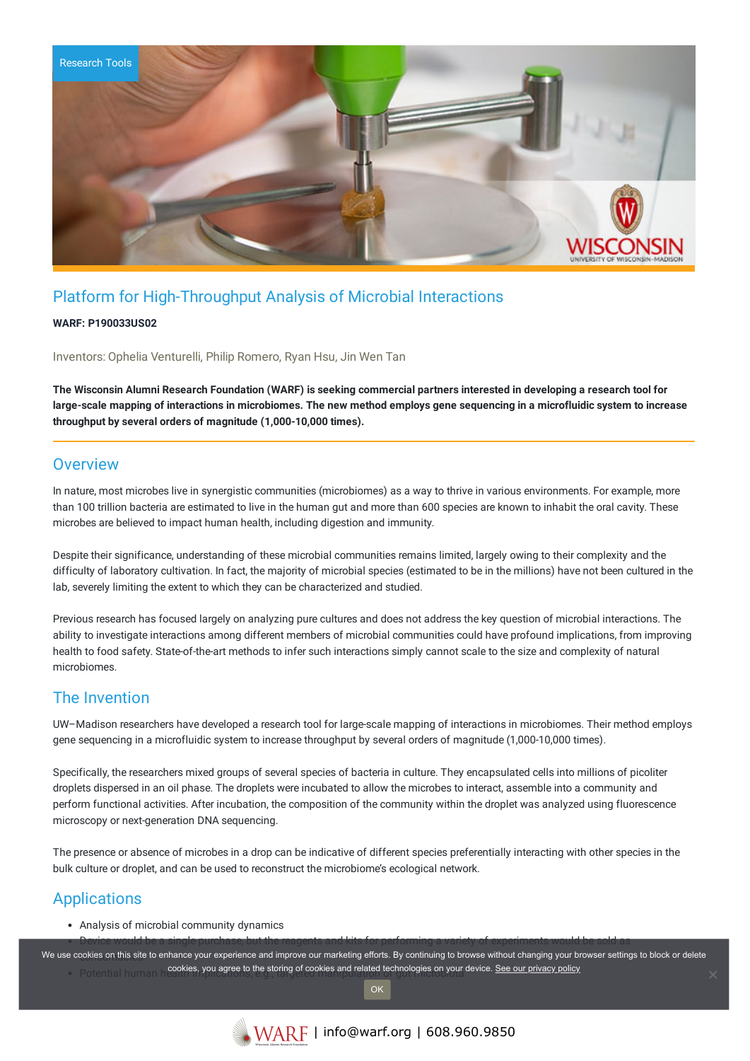Research Tools

# Platform for High-Throughput Analysis of Microbial Interactions

**WARF: P190033US02**

Inventors: Ophelia Venturelli, Philip Romero, Ryan Hsu, Jin Wen Tan

**The Wisconsin Alumni Research Foundation (WARF) is seeking commercial partners interested in developing a research tool for large-scale mapping of interactions in microbiomes. The new method employs gene sequencing in a microfluidic system to increase throughput by several orders of magnitude (1,000-10,000 times).**

## Overview

In nature, most microbes live in synergistic communities (microbiomes) as a way to thrive in various environments. For example, more than 100 trillion bacteria are estimated to live in the human gut and more than 600 species are known to inhabit the oral cavity. These microbes are believed to impact human health, including digestion and immunity.

Despite their significance, understanding of these microbial communities remains limited, largely owing to their complexity and the difficulty of laboratory cultivation. In fact, the majority of microbial species (estimated to be in the millions) have not been cultured in the lab, severely limiting the extent to which they can be characterized and studied.

Previous research has focused largely on analyzing pure cultures and does not address the key question of microbial interactions. The ability to investigate interactions among different members of microbial communities could have profound implications, from improving health to food safety. State-of-the-art methods to infer such interactions simply cannot scale to the size and complexity of natural microbiomes.

## The Invention

UW–Madison researchers have developed a research tool for large-scale mapping of interactions in microbiomes. Their method employs gene sequencing in a microfluidic system to increase throughput by several orders of magnitude (1,000-10,000 times).

Specifically, the researchers mixed groups of several species of bacteria in culture. They encapsulated cells into millions of picoliter droplets dispersed in an oil phase. The droplets were incubated to allow the microbes to interact, assemble into a community and perform functional activities. After incubation, the composition of the community within the droplet was analyzed using fluorescence microscopy or next-generation DNA sequencing.

The presence or absence of microbes in a drop can be indicative of different species preferentially interacting with other species in the bulk culture or droplet, and can be used to reconstruct the microbiome's ecological network.

## Applications

- Analysis of microbial community dynamics
- Device would be a single purchase, but the reagents and kits for performing a variety of experiments would be sold as
- Potential human health implications, e.g., targeted manipulation of gut microbiota

We use cookies on this site to enhance your experience and improve our marketing efforts. By continuing to browse without changing your browser settings to block or delete cookies, you agree to the storing of cookies and related technologies on your device. See our privacy policy

OK

WARF | info@warf.org | 608.960.9850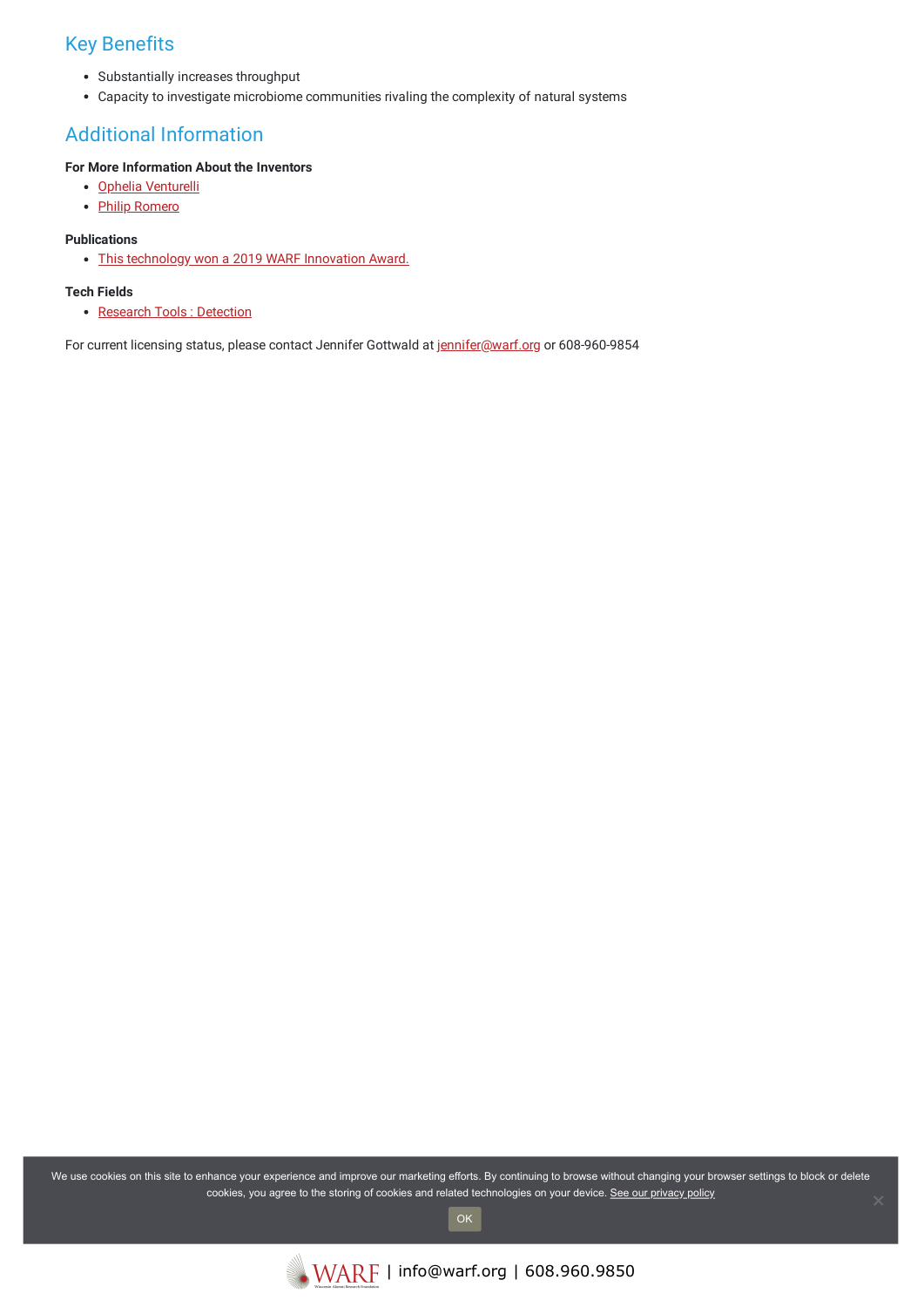## Key Benefits

- Substantially increases throughput
- Capacity to investigate microbiome communities rivaling the complexity of natural systems

## Additional Information

**For More Information About the Inventors**

- Ophelia Venturelli
- Philip Romero

**Publications**

- This technology won a 2019 WARF Innovation Award.

**Tech Fields**

- Research Tools : Detection

For current licensing status, please contact Jennifer Gottwald at jennifer@warf.org or 608-960-9854